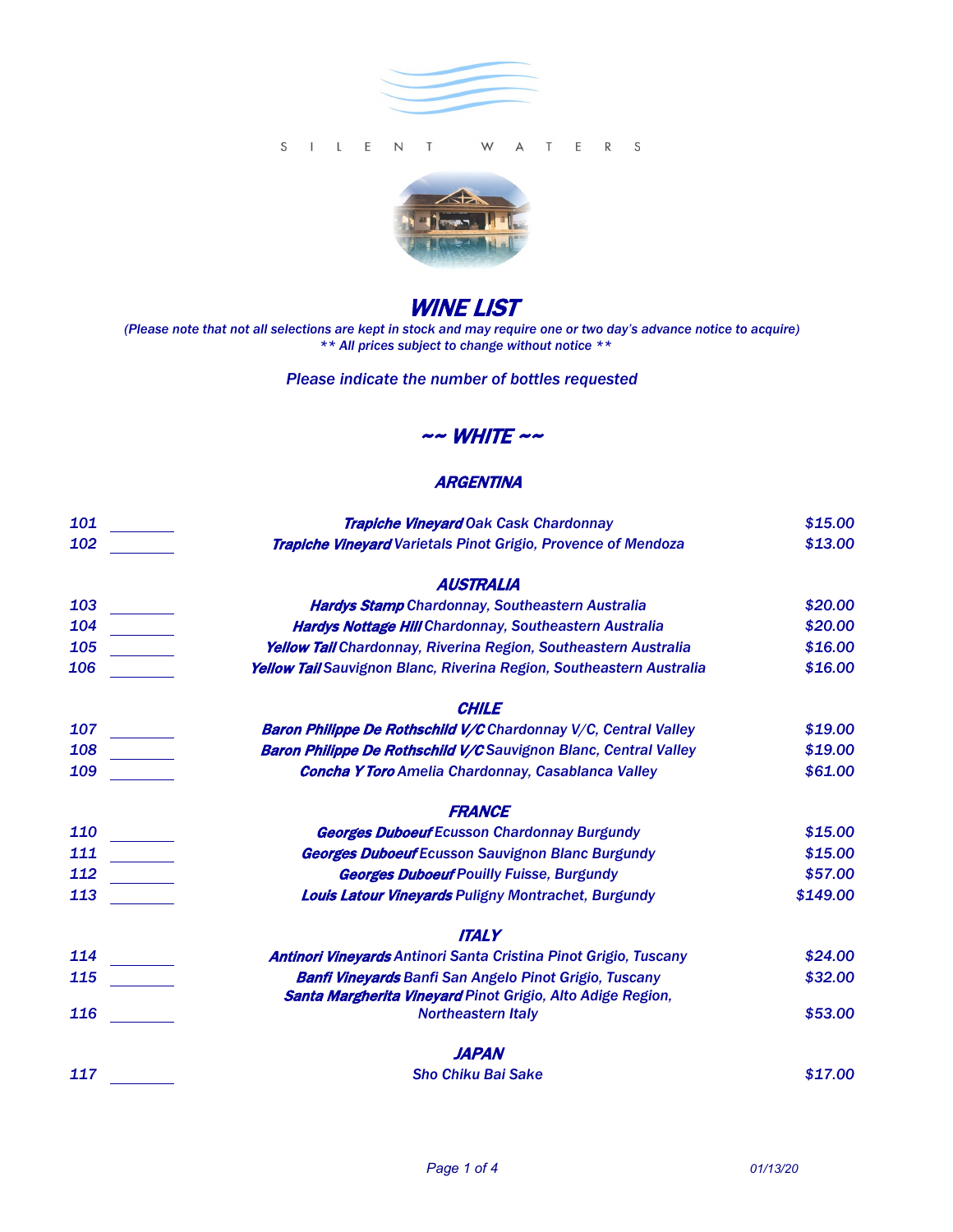SILENT WATERS

# WINE LIST

*(Please note that not all selections are kept in stock and may require one or two day's advance notice to acquire)*
*\*\* All prices subject to change without notice \*\**

*Please indicate the number of bottles requested*

## ~~ WHITE ~~

### ARGENTINA

| No. | Qty | Wine | Price |
|---|---|---|---|
| 101 | ________ | ***Trapiche Vineyard*** *Oak Cask Chardonnay* | $15.00 |
| 102 | ________ | ***Trapiche Vineyard*** *Varietals Pinot Grigio, Provence of Mendoza* | $13.00 |

### AUSTRALIA

| No. | Qty | Wine | Price |
|---|---|---|---|
| 103 | ________ | ***Hardys Stamp*** *Chardonnay, Southeastern Australia* | $20.00 |
| 104 | ________ | ***Hardys Nottage Hill*** *Chardonnay, Southeastern Australia* | $20.00 |
| 105 | ________ | ***Yellow Tail*** *Chardonnay, Riverina Region, Southeastern Australia* | $16.00 |
| 106 | ________ | ***Yellow Tail*** *Sauvignon Blanc, Riverina Region, Southeastern Australia* | $16.00 |

### CHILE

| No. | Qty | Wine | Price |
|---|---|---|---|
| 107 | ________ | ***Baron Philippe De Rothschild V/C*** *Chardonnay V/C, Central Valley* | $19.00 |
| 108 | ________ | ***Baron Philippe De Rothschild V/C*** *Sauvignon Blanc, Central Valley* | $19.00 |
| 109 | ________ | ***Concha Y Toro*** *Amelia Chardonnay, Casablanca Valley* | $61.00 |

### FRANCE

| No. | Qty | Wine | Price |
|---|---|---|---|
| 110 | ________ | ***Georges Duboeuf*** *Ecusson Chardonnay Burgundy* | $15.00 |
| 111 | ________ | ***Georges Duboeuf*** *Ecusson Sauvignon Blanc Burgundy* | $15.00 |
| 112 | ________ | ***Georges Duboeuf*** *Pouilly Fuisse, Burgundy* | $57.00 |
| 113 | ________ | ***Louis Latour Vineyards*** *Puligny Montrachet, Burgundy* | $149.00 |

### ITALY

| No. | Qty | Wine | Price |
|---|---|---|---|
| 114 | ________ | ***Antinori Vineyards*** *Antinori Santa Cristina Pinot Grigio, Tuscany* | $24.00 |
| 115 | ________ | ***Banfi Vineyards*** *Banfi San Angelo Pinot Grigio, Tuscany* | $32.00 |
| 116 | ________ | ***Santa Margherita Vineyard*** *Pinot Grigio, Alto Adige Region, Northeastern Italy* | $53.00 |

### JAPAN

| No. | Qty | Wine | Price |
|---|---|---|---|
| 117 | ________ | *Sho Chiku Bai Sake* | $17.00 |

*01/13/20*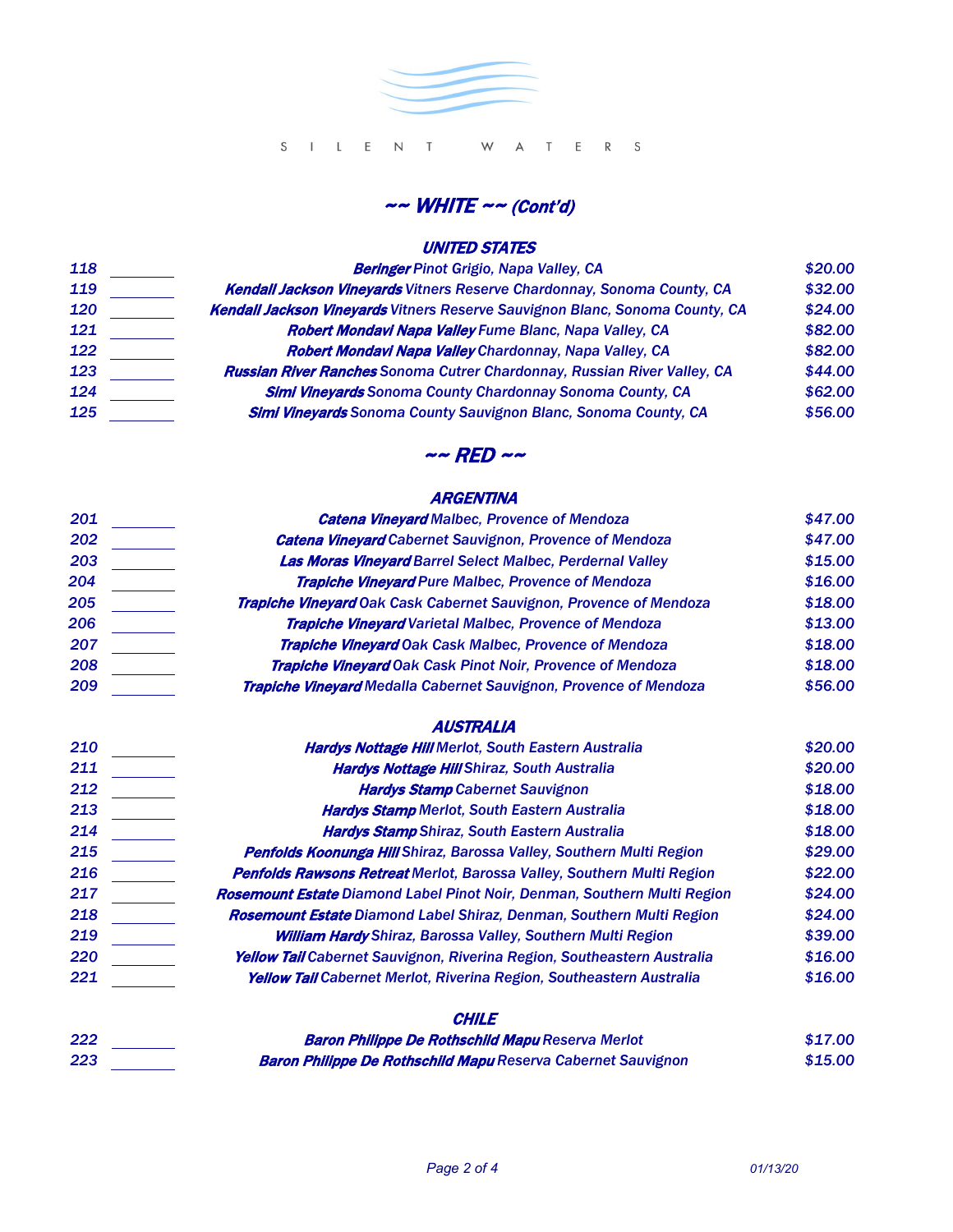S I L E N T   W A T E R S

## ~~ WHITE ~~ (Cont'd)

### UNITED STATES

| No. | | Wine | Price |
|---|---|---|---|
| 118 | ______ | ***Beringer*** Pinot Grigio, Napa Valley, CA | $20.00 |
| 119 | ______ | ***Kendall Jackson Vineyards*** Vitners Reserve Chardonnay, Sonoma County, CA | $32.00 |
| 120 | ______ | ***Kendall Jackson Vineyards*** Vitners Reserve Sauvignon Blanc, Sonoma County, CA | $24.00 |
| 121 | ______ | ***Robert Mondavi Napa Valley*** Fume Blanc, Napa Valley, CA | $82.00 |
| 122 | ______ | ***Robert Mondavi Napa Valley*** Chardonnay, Napa Valley, CA | $82.00 |
| 123 | ______ | ***Russian River Ranches*** Sonoma Cutrer Chardonnay, Russian River Valley, CA | $44.00 |
| 124 | ______ | ***Simi Vineyards*** Sonoma County Chardonnay Sonoma County, CA | $62.00 |
| 125 | ______ | ***Simi Vineyards*** Sonoma County Sauvignon Blanc, Sonoma County, CA | $56.00 |

## ~~ RED ~~

### ARGENTINA

| No. | | Wine | Price |
|---|---|---|---|
| 201 | ______ | ***Catena Vineyard*** Malbec, Provence of Mendoza | $47.00 |
| 202 | ______ | ***Catena Vineyard*** Cabernet Sauvignon, Provence of Mendoza | $47.00 |
| 203 | ______ | ***Las Moras Vineyard*** Barrel Select Malbec, Perdernal Valley | $15.00 |
| 204 | ______ | ***Trapiche Vineyard*** Pure Malbec, Provence of Mendoza | $16.00 |
| 205 | ______ | ***Trapiche Vineyard*** Oak Cask Cabernet Sauvignon, Provence of Mendoza | $18.00 |
| 206 | ______ | ***Trapiche Vineyard*** Varietal Malbec, Provence of Mendoza | $13.00 |
| 207 | ______ | ***Trapiche Vineyard*** Oak Cask Malbec, Provence of Mendoza | $18.00 |
| 208 | ______ | ***Trapiche Vineyard*** Oak Cask Pinot Noir, Provence of Mendoza | $18.00 |
| 209 | ______ | ***Trapiche Vineyard*** Medalla Cabernet Sauvignon, Provence of Mendoza | $56.00 |

### AUSTRALIA

| No. | | Wine | Price |
|---|---|---|---|
| 210 | ______ | ***Hardys Nottage Hill*** Merlot, South Eastern Australia | $20.00 |
| 211 | ______ | ***Hardys Nottage Hill*** Shiraz, South Australia | $20.00 |
| 212 | ______ | ***Hardys Stamp*** Cabernet Sauvignon | $18.00 |
| 213 | ______ | ***Hardys Stamp*** Merlot, South Eastern Australia | $18.00 |
| 214 | ______ | ***Hardys Stamp*** Shiraz, South Eastern Australia | $18.00 |
| 215 | ______ | ***Penfolds Koonunga Hill*** Shiraz, Barossa Valley, Southern Multi Region | $29.00 |
| 216 | ______ | ***Penfolds Rawsons Retreat*** Merlot, Barossa Valley, Southern Multi Region | $22.00 |
| 217 | ______ | ***Rosemount Estate*** Diamond Label Pinot Noir, Denman, Southern Multi Region | $24.00 |
| 218 | ______ | ***Rosemount Estate*** Diamond Label Shiraz, Denman, Southern Multi Region | $24.00 |
| 219 | ______ | ***William Hardy*** Shiraz, Barossa Valley, Southern Multi Region | $39.00 |
| 220 | ______ | ***Yellow Tail*** Cabernet Sauvignon, Riverina Region, Southeastern Australia | $16.00 |
| 221 | ______ | ***Yellow Tail*** Cabernet Merlot, Riverina Region, Southeastern Australia | $16.00 |

### CHILE

| No. | | Wine | Price |
|---|---|---|---|
| 222 | ______ | ***Baron Philippe De Rothschild Mapu*** Reserva Merlot | $17.00 |
| 223 | ______ | ***Baron Philippe De Rothschild Mapu*** Reserva Cabernet Sauvignon | $15.00 |

01/13/20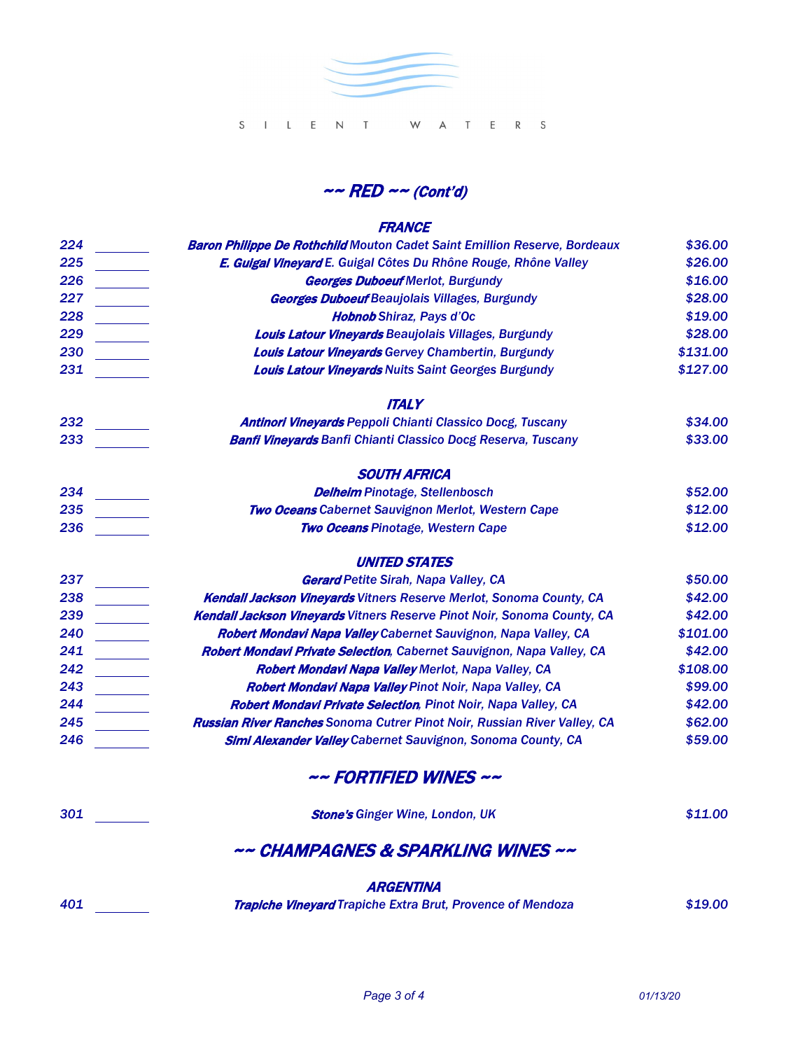SILENT WATERS

## ~~ RED ~~ (Cont'd)

### FRANCE

| No. | | Wine | Price |
|---|---|---|---|
| 224 | | **Baron Philippe De Rothchild** Mouton Cadet Saint Emillion Reserve, Bordeaux | $36.00 |
| 225 | | **E. Guigal Vineyard** E. Guigal Côtes Du Rhône Rouge, Rhône Valley | $26.00 |
| 226 | | **Georges Duboeuf** Merlot, Burgundy | $16.00 |
| 227 | | **Georges Duboeuf** Beaujolais Villages, Burgundy | $28.00 |
| 228 | | **Hobnob** Shiraz, Pays d'Oc | $19.00 |
| 229 | | **Louis Latour Vineyards** Beaujolais Villages, Burgundy | $28.00 |
| 230 | | **Louis Latour Vineyards** Gervey Chambertin, Burgundy | $131.00 |
| 231 | | **Louis Latour Vineyards** Nuits Saint Georges Burgundy | $127.00 |

### ITALY

| No. | | Wine | Price |
|---|---|---|---|
| 232 | | **Antinori Vineyards** Peppoli Chianti Classico Docg, Tuscany | $34.00 |
| 233 | | **Banfi Vineyards** Banfi Chianti Classico Docg Reserva, Tuscany | $33.00 |

### SOUTH AFRICA

| No. | | Wine | Price |
|---|---|---|---|
| 234 | | **Delheim** Pinotage, Stellenbosch | $52.00 |
| 235 | | **Two Oceans** Cabernet Sauvignon Merlot, Western Cape | $12.00 |
| 236 | | **Two Oceans** Pinotage, Western Cape | $12.00 |

### UNITED STATES

| No. | | Wine | Price |
|---|---|---|---|
| 237 | | **Gerard** Petite Sirah, Napa Valley, CA | $50.00 |
| 238 | | **Kendall Jackson Vineyards** Vitners Reserve Merlot, Sonoma County, CA | $42.00 |
| 239 | | **Kendall Jackson Vineyards** Vitners Reserve Pinot Noir, Sonoma County, CA | $42.00 |
| 240 | | **Robert Mondavi Napa Valley** Cabernet Sauvignon, Napa Valley, CA | $101.00 |
| 241 | | **Robert Mondavi Private Selection**, Cabernet Sauvignon, Napa Valley, CA | $42.00 |
| 242 | | **Robert Mondavi Napa Valley** Merlot, Napa Valley, CA | $108.00 |
| 243 | | **Robert Mondavi Napa Valley** Pinot Noir, Napa Valley, CA | $99.00 |
| 244 | | **Robert Mondavi Private Selection**, Pinot Noir, Napa Valley, CA | $42.00 |
| 245 | | **Russian River Ranches** Sonoma Cutrer Pinot Noir, Russian River Valley, CA | $62.00 |
| 246 | | **Simi Alexander Valley** Cabernet Sauvignon, Sonoma County, CA | $59.00 |

## ~~ FORTIFIED WINES ~~

| No. | | Wine | Price |
|---|---|---|---|
| 301 | | **Stone's** Ginger Wine, London, UK | $11.00 |

## ~~ CHAMPAGNES & SPARKLING WINES ~~

### ARGENTINA

| No. | | Wine | Price |
|---|---|---|---|
| 401 | | **Trapiche Vineyard** Trapiche Extra Brut, Provence of Mendoza | $19.00 |

01/13/20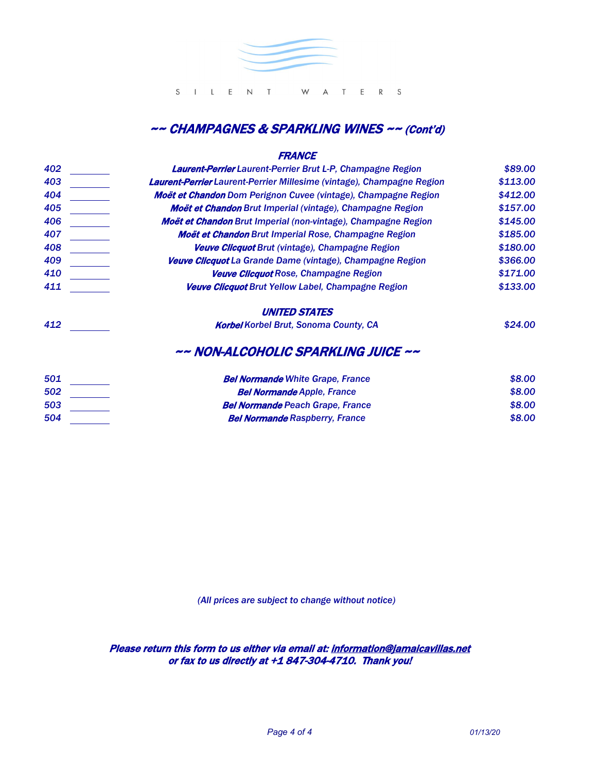S I L E N T W A T E R S

## ~~ CHAMPAGNES & SPARKLING WINES ~~ (Cont'd)

### FRANCE

| | | | |
|---|---|---|---|
| 402 | ________ | ***Laurent-Perrier*** *Laurent-Perrier Brut L-P, Champagne Region* | *$89.00* |
| 403 | ________ | ***Laurent-Perrier*** *Laurent-Perrier Millesime (vintage), Champagne Region* | *$113.00* |
| 404 | ________ | ***Moët et Chandon*** *Dom Perignon Cuvee (vintage), Champagne Region* | *$412.00* |
| 405 | ________ | ***Moët et Chandon*** *Brut Imperial (vintage), Champagne Region* | *$157.00* |
| 406 | ________ | ***Moët et Chandon*** *Brut Imperial (non-vintage), Champagne Region* | *$145.00* |
| 407 | ________ | ***Moët et Chandon*** *Brut Imperial Rose, Champagne Region* | *$185.00* |
| 408 | ________ | ***Veuve Clicquot*** *Brut (vintage), Champagne Region* | *$180.00* |
| 409 | ________ | ***Veuve Clicquot*** *La Grande Dame (vintage), Champagne Region* | *$366.00* |
| 410 | ________ | ***Veuve Clicquot*** *Rose, Champagne Region* | *$171.00* |
| 411 | ________ | ***Veuve Clicquot*** *Brut Yellow Label, Champagne Region* | *$133.00* |

### UNITED STATES

| | | | |
|---|---|---|---|
| 412 | ________ | ***Korbel*** *Korbel Brut, Sonoma County, CA* | *$24.00* |

## ~~ NON-ALCOHOLIC SPARKLING JUICE ~~

| | | | |
|---|---|---|---|
| 501 | ________ | ***Bel Normande*** *White Grape, France* | *$8.00* |
| 502 | ________ | ***Bel Normande*** *Apple, France* | *$8.00* |
| 503 | ________ | ***Bel Normande*** *Peach Grape, France* | *$8.00* |
| 504 | ________ | ***Bel Normande*** *Raspberry, France* | *$8.00* |

*(All prices are subject to change without notice)*

***Please return this form to us either via email at: information@jamaicavillas.net or fax to us directly at +1 847-304-4710. Thank you!***

*01/13/20*